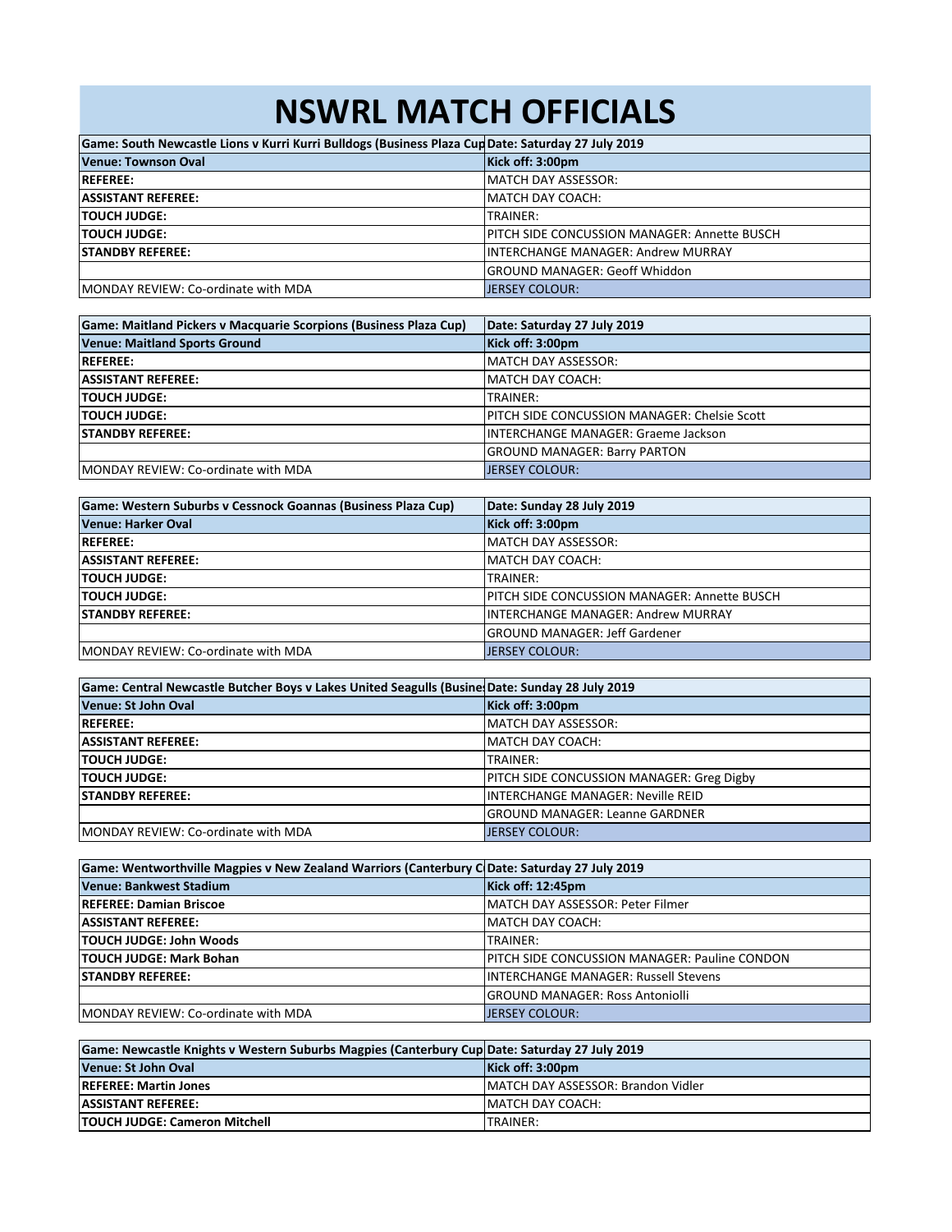# NSWRL MATCH OFFICIALS

| Game: South Newcastle Lions v Kurri Kurri Bulldogs (Business Plaza Cup | Date: Saturday 27 July 2019 |
|---|---|
| **Venue: Townson Oval** | **Kick off: 3:00pm** |
| **REFEREE:** | MATCH DAY ASSESSOR: |
| **ASSISTANT REFEREE:** | MATCH DAY COACH: |
| **TOUCH JUDGE:** | TRAINER: |
| **TOUCH JUDGE:** | PITCH SIDE CONCUSSION MANAGER: Annette BUSCH |
| **STANDBY REFEREE:** | INTERCHANGE MANAGER: Andrew MURRAY |
| | GROUND MANAGER: Geoff Whiddon |
| MONDAY REVIEW: Co-ordinate with MDA | JERSEY COLOUR: |

| Game: Maitland Pickers v Macquarie Scorpions (Business Plaza Cup) | Date: Saturday 27 July 2019 |
|---|---|
| **Venue: Maitland Sports Ground** | **Kick off: 3:00pm** |
| **REFEREE:** | MATCH DAY ASSESSOR: |
| **ASSISTANT REFEREE:** | MATCH DAY COACH: |
| **TOUCH JUDGE:** | TRAINER: |
| **TOUCH JUDGE:** | PITCH SIDE CONCUSSION MANAGER: Chelsie Scott |
| **STANDBY REFEREE:** | INTERCHANGE MANAGER: Graeme Jackson |
| | GROUND MANAGER: Barry PARTON |
| MONDAY REVIEW: Co-ordinate with MDA | JERSEY COLOUR: |

| Game: Western Suburbs v Cessnock Goannas (Business Plaza Cup) | Date: Sunday 28 July 2019 |
|---|---|
| **Venue: Harker Oval** | **Kick off: 3:00pm** |
| **REFEREE:** | MATCH DAY ASSESSOR: |
| **ASSISTANT REFEREE:** | MATCH DAY COACH: |
| **TOUCH JUDGE:** | TRAINER: |
| **TOUCH JUDGE:** | PITCH SIDE CONCUSSION MANAGER: Annette BUSCH |
| **STANDBY REFEREE:** | INTERCHANGE MANAGER: Andrew MURRAY |
| | GROUND MANAGER: Jeff Gardener |
| MONDAY REVIEW: Co-ordinate with MDA | JERSEY COLOUR: |

| Game: Central Newcastle Butcher Boys v Lakes United Seagulls (Busine | Date: Sunday 28 July 2019 |
|---|---|
| **Venue: St John Oval** | **Kick off: 3:00pm** |
| **REFEREE:** | MATCH DAY ASSESSOR: |
| **ASSISTANT REFEREE:** | MATCH DAY COACH: |
| **TOUCH JUDGE:** | TRAINER: |
| **TOUCH JUDGE:** | PITCH SIDE CONCUSSION MANAGER: Greg Digby |
| **STANDBY REFEREE:** | INTERCHANGE MANAGER: Neville REID |
| | GROUND MANAGER: Leanne GARDNER |
| MONDAY REVIEW: Co-ordinate with MDA | JERSEY COLOUR: |

| Game: Wentworthville Magpies v New Zealand Warriors (Canterbury C | Date: Saturday 27 July 2019 |
|---|---|
| **Venue: Bankwest Stadium** | **Kick off: 12:45pm** |
| **REFEREE: Damian Briscoe** | MATCH DAY ASSESSOR: Peter Filmer |
| **ASSISTANT REFEREE:** | MATCH DAY COACH: |
| **TOUCH JUDGE: John Woods** | TRAINER: |
| **TOUCH JUDGE: Mark Bohan** | PITCH SIDE CONCUSSION MANAGER: Pauline CONDON |
| **STANDBY REFEREE:** | INTERCHANGE MANAGER: Russell Stevens |
| | GROUND MANAGER: Ross Antoniolli |
| MONDAY REVIEW: Co-ordinate with MDA | JERSEY COLOUR: |

| Game: Newcastle Knights v Western Suburbs Magpies (Canterbury Cup | Date: Saturday 27 July 2019 |
|---|---|
| **Venue: St John Oval** | **Kick off: 3:00pm** |
| **REFEREE: Martin Jones** | MATCH DAY ASSESSOR: Brandon Vidler |
| **ASSISTANT REFEREE:** | MATCH DAY COACH: |
| **TOUCH JUDGE: Cameron Mitchell** | TRAINER: |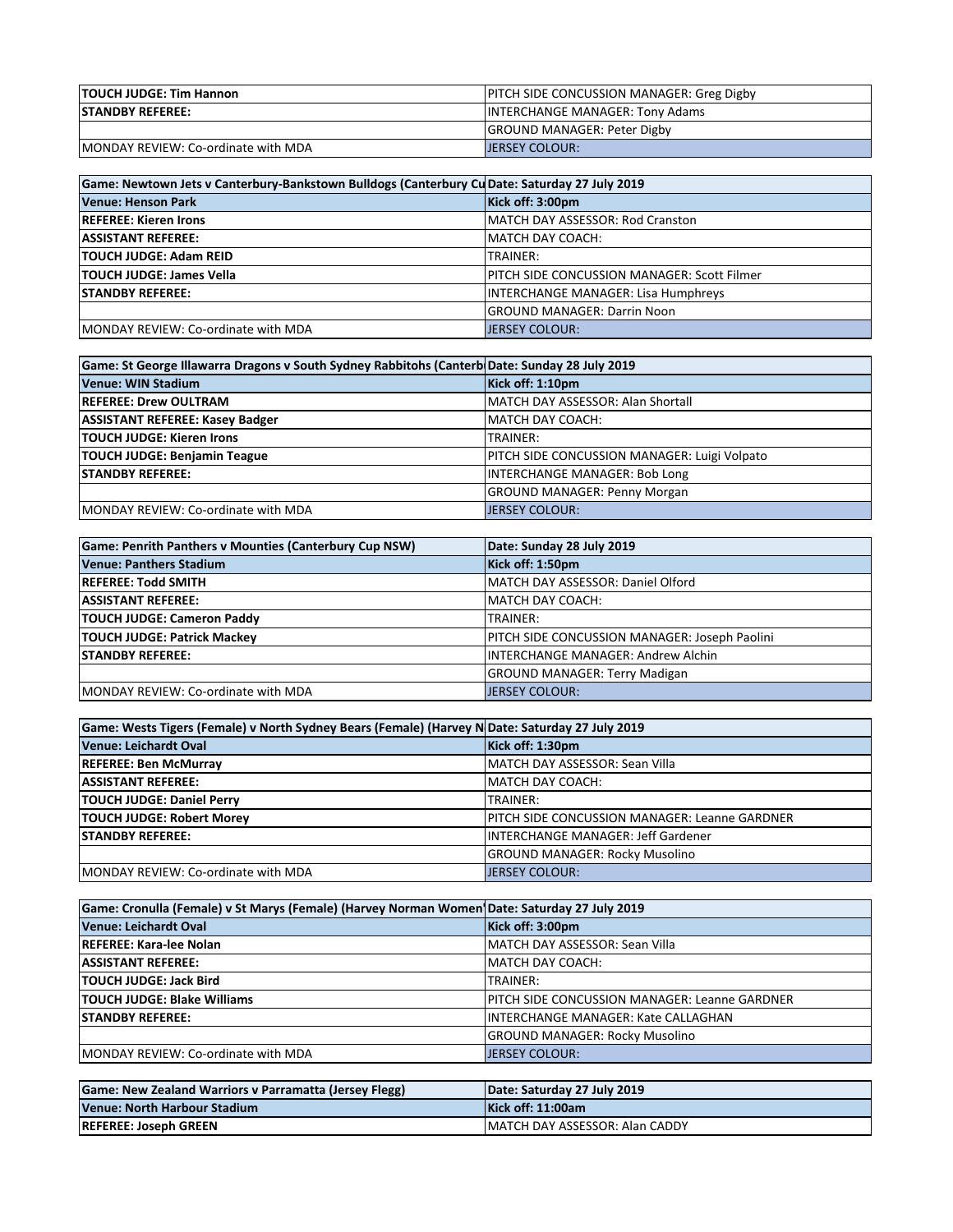| | |
|---|---|
| **TOUCH JUDGE: Tim Hannon** | PITCH SIDE CONCUSSION MANAGER: Greg Digby |
| **STANDBY REFEREE:** | INTERCHANGE MANAGER: Tony Adams |
| | GROUND MANAGER: Peter Digby |
| MONDAY REVIEW: Co-ordinate with MDA | JERSEY COLOUR: |

| **Game: Newtown Jets v Canterbury-Bankstown Bulldogs (Canterbury Cu** | **Date: Saturday 27 July 2019** |
|---|---|
| **Venue: Henson Park** | **Kick off: 3:00pm** |
| **REFEREE: Kieren Irons** | MATCH DAY ASSESSOR: Rod Cranston |
| **ASSISTANT REFEREE:** | MATCH DAY COACH: |
| **TOUCH JUDGE: Adam REID** | TRAINER: |
| **TOUCH JUDGE: James Vella** | PITCH SIDE CONCUSSION MANAGER: Scott Filmer |
| **STANDBY REFEREE:** | INTERCHANGE MANAGER: Lisa Humphreys |
| | GROUND MANAGER: Darrin Noon |
| MONDAY REVIEW: Co-ordinate with MDA | JERSEY COLOUR: |

| **Game: St George Illawarra Dragons v South Sydney Rabbitohs (Canterb** | **Date: Sunday 28 July 2019** |
|---|---|
| **Venue: WIN Stadium** | **Kick off: 1:10pm** |
| **REFEREE: Drew OULTRAM** | MATCH DAY ASSESSOR: Alan Shortall |
| **ASSISTANT REFEREE: Kasey Badger** | MATCH DAY COACH: |
| **TOUCH JUDGE: Kieren Irons** | TRAINER: |
| **TOUCH JUDGE: Benjamin Teague** | PITCH SIDE CONCUSSION MANAGER: Luigi Volpato |
| **STANDBY REFEREE:** | INTERCHANGE MANAGER: Bob Long |
| | GROUND MANAGER: Penny Morgan |
| MONDAY REVIEW: Co-ordinate with MDA | JERSEY COLOUR: |

| **Game: Penrith Panthers v Mounties (Canterbury Cup NSW)** | **Date: Sunday 28 July 2019** |
|---|---|
| **Venue: Panthers Stadium** | **Kick off: 1:50pm** |
| **REFEREE: Todd SMITH** | MATCH DAY ASSESSOR: Daniel Olford |
| **ASSISTANT REFEREE:** | MATCH DAY COACH: |
| **TOUCH JUDGE: Cameron Paddy** | TRAINER: |
| **TOUCH JUDGE: Patrick Mackey** | PITCH SIDE CONCUSSION MANAGER: Joseph Paolini |
| **STANDBY REFEREE:** | INTERCHANGE MANAGER: Andrew Alchin |
| | GROUND MANAGER: Terry Madigan |
| MONDAY REVIEW: Co-ordinate with MDA | JERSEY COLOUR: |

| **Game: Wests Tigers (Female) v North Sydney Bears (Female) (Harvey N** | **Date: Saturday 27 July 2019** |
|---|---|
| **Venue: Leichardt Oval** | **Kick off: 1:30pm** |
| **REFEREE: Ben McMurray** | MATCH DAY ASSESSOR: Sean Villa |
| **ASSISTANT REFEREE:** | MATCH DAY COACH: |
| **TOUCH JUDGE: Daniel Perry** | TRAINER: |
| **TOUCH JUDGE: Robert Morey** | PITCH SIDE CONCUSSION MANAGER: Leanne GARDNER |
| **STANDBY REFEREE:** | INTERCHANGE MANAGER: Jeff Gardener |
| | GROUND MANAGER: Rocky Musolino |
| MONDAY REVIEW: Co-ordinate with MDA | JERSEY COLOUR: |

| **Game: Cronulla (Female) v St Marys (Female) (Harvey Norman Women'** | **Date: Saturday 27 July 2019** |
|---|---|
| **Venue: Leichardt Oval** | **Kick off: 3:00pm** |
| **REFEREE: Kara-lee Nolan** | MATCH DAY ASSESSOR: Sean Villa |
| **ASSISTANT REFEREE:** | MATCH DAY COACH: |
| **TOUCH JUDGE: Jack Bird** | TRAINER: |
| **TOUCH JUDGE: Blake Williams** | PITCH SIDE CONCUSSION MANAGER: Leanne GARDNER |
| **STANDBY REFEREE:** | INTERCHANGE MANAGER: Kate CALLAGHAN |
| | GROUND MANAGER: Rocky Musolino |
| MONDAY REVIEW: Co-ordinate with MDA | JERSEY COLOUR: |

| **Game: New Zealand Warriors v Parramatta (Jersey Flegg)** | **Date: Saturday 27 July 2019** |
|---|---|
| **Venue: North Harbour Stadium** | **Kick off: 11:00am** |
| **REFEREE: Joseph GREEN** | MATCH DAY ASSESSOR: Alan CADDY |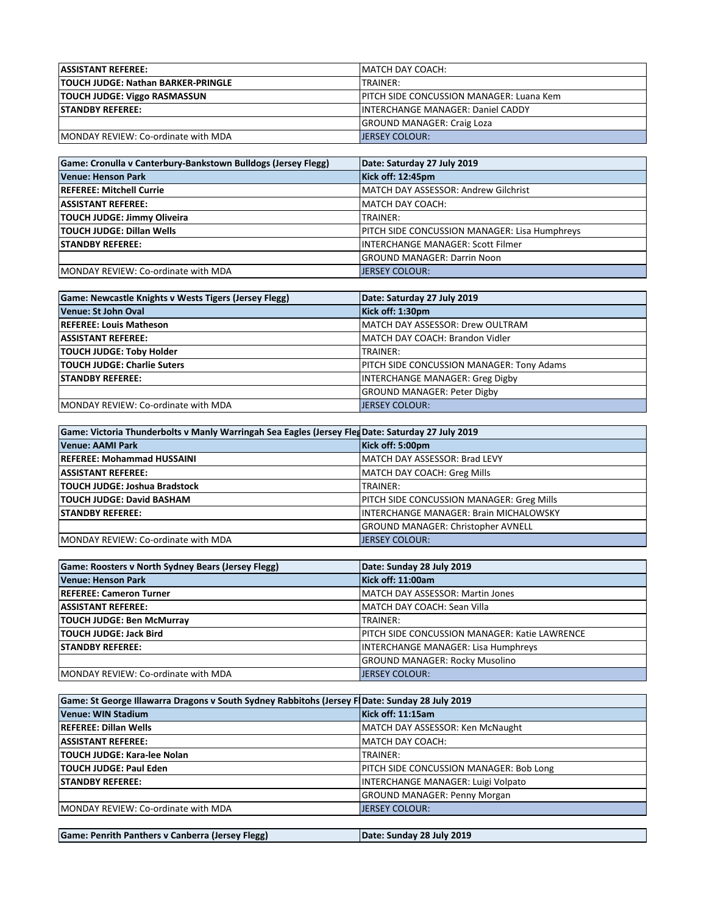| | |
|---|---|
| **ASSISTANT REFEREE:** | MATCH DAY COACH: |
| **TOUCH JUDGE: Nathan BARKER-PRINGLE** | TRAINER: |
| **TOUCH JUDGE: Viggo RASMASSUN** | PITCH SIDE CONCUSSION MANAGER: Luana Kem |
| **STANDBY REFEREE:** | INTERCHANGE MANAGER: Daniel CADDY |
| | GROUND MANAGER: Craig Loza |
| MONDAY REVIEW: Co-ordinate with MDA | JERSEY COLOUR: |

| **Game: Cronulla v Canterbury-Bankstown Bulldogs (Jersey Flegg)** | **Date: Saturday 27 July 2019** |
|---|---|
| **Venue: Henson Park** | **Kick off: 12:45pm** |
| **REFEREE: Mitchell Currie** | MATCH DAY ASSESSOR: Andrew Gilchrist |
| **ASSISTANT REFEREE:** | MATCH DAY COACH: |
| **TOUCH JUDGE: Jimmy Oliveira** | TRAINER: |
| **TOUCH JUDGE: Dillan Wells** | PITCH SIDE CONCUSSION MANAGER: Lisa Humphreys |
| **STANDBY REFEREE:** | INTERCHANGE MANAGER: Scott Filmer |
| | GROUND MANAGER: Darrin Noon |
| MONDAY REVIEW: Co-ordinate with MDA | JERSEY COLOUR: |

| **Game: Newcastle Knights v Wests Tigers (Jersey Flegg)** | **Date: Saturday 27 July 2019** |
|---|---|
| **Venue: St John Oval** | **Kick off: 1:30pm** |
| **REFEREE: Louis Matheson** | MATCH DAY ASSESSOR: Drew OULTRAM |
| **ASSISTANT REFEREE:** | MATCH DAY COACH: Brandon Vidler |
| **TOUCH JUDGE: Toby Holder** | TRAINER: |
| **TOUCH JUDGE: Charlie Suters** | PITCH SIDE CONCUSSION MANAGER: Tony Adams |
| **STANDBY REFEREE:** | INTERCHANGE MANAGER: Greg Digby |
| | GROUND MANAGER: Peter Digby |
| MONDAY REVIEW: Co-ordinate with MDA | JERSEY COLOUR: |

| **Game: Victoria Thunderbolts v Manly Warringah Sea Eagles (Jersey Fleg** | **Date: Saturday 27 July 2019** |
|---|---|
| **Venue: AAMI Park** | **Kick off: 5:00pm** |
| **REFEREE: Mohammad HUSSAINI** | MATCH DAY ASSESSOR: Brad LEVY |
| **ASSISTANT REFEREE:** | MATCH DAY COACH: Greg Mills |
| **TOUCH JUDGE: Joshua Bradstock** | TRAINER: |
| **TOUCH JUDGE: David BASHAM** | PITCH SIDE CONCUSSION MANAGER: Greg Mills |
| **STANDBY REFEREE:** | INTERCHANGE MANAGER: Brain MICHALOWSKY |
| | GROUND MANAGER: Christopher AVNELL |
| MONDAY REVIEW: Co-ordinate with MDA | JERSEY COLOUR: |

| **Game: Roosters v North Sydney Bears (Jersey Flegg)** | **Date: Sunday 28 July 2019** |
|---|---|
| **Venue: Henson Park** | **Kick off: 11:00am** |
| **REFEREE: Cameron Turner** | MATCH DAY ASSESSOR: Martin Jones |
| **ASSISTANT REFEREE:** | MATCH DAY COACH: Sean Villa |
| **TOUCH JUDGE: Ben McMurray** | TRAINER: |
| **TOUCH JUDGE: Jack Bird** | PITCH SIDE CONCUSSION MANAGER: Katie LAWRENCE |
| **STANDBY REFEREE:** | INTERCHANGE MANAGER: Lisa Humphreys |
| | GROUND MANAGER: Rocky Musolino |
| MONDAY REVIEW: Co-ordinate with MDA | JERSEY COLOUR: |

| **Game: St George Illawarra Dragons v South Sydney Rabbitohs (Jersey Fl** | **Date: Sunday 28 July 2019** |
|---|---|
| **Venue: WIN Stadium** | **Kick off: 11:15am** |
| **REFEREE: Dillan Wells** | MATCH DAY ASSESSOR: Ken McNaught |
| **ASSISTANT REFEREE:** | MATCH DAY COACH: |
| **TOUCH JUDGE: Kara-lee Nolan** | TRAINER: |
| **TOUCH JUDGE: Paul Eden** | PITCH SIDE CONCUSSION MANAGER: Bob Long |
| **STANDBY REFEREE:** | INTERCHANGE MANAGER: Luigi Volpato |
| | GROUND MANAGER: Penny Morgan |
| MONDAY REVIEW: Co-ordinate with MDA | JERSEY COLOUR: |

| **Game: Penrith Panthers v Canberra (Jersey Flegg)** | **Date: Sunday 28 July 2019** |
|---|---|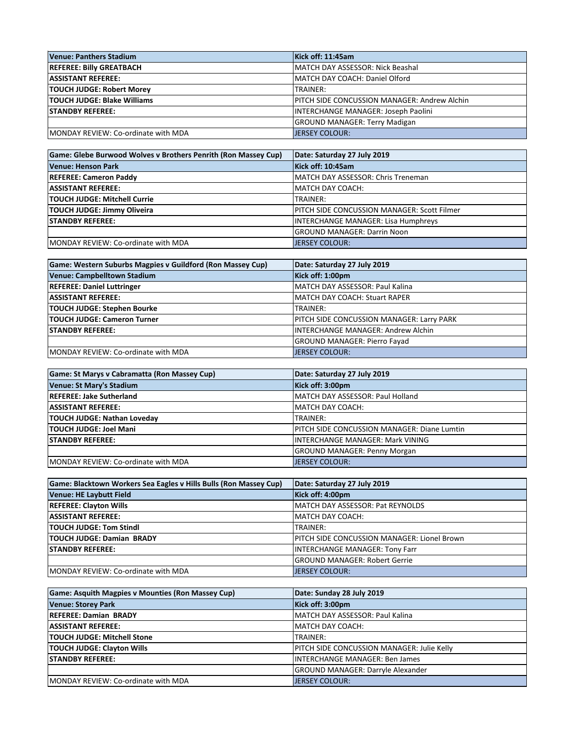| Venue: Panthers Stadium | Kick off: 11:45am |
|---|---|
| REFEREE: Billy GREATBACH | MATCH DAY ASSESSOR: Nick Beashal |
| ASSISTANT REFEREE: | MATCH DAY COACH: Daniel Olford |
| TOUCH JUDGE: Robert Morey | TRAINER: |
| TOUCH JUDGE: Blake Williams | PITCH SIDE CONCUSSION MANAGER: Andrew Alchin |
| STANDBY REFEREE: | INTERCHANGE MANAGER: Joseph Paolini |
| | GROUND MANAGER: Terry Madigan |
| MONDAY REVIEW: Co-ordinate with MDA | JERSEY COLOUR: |

| Game: Glebe Burwood Wolves v Brothers Penrith (Ron Massey Cup) | Date: Saturday 27 July 2019 |
|---|---|
| Venue: Henson Park | Kick off: 10:45am |
| REFEREE: Cameron Paddy | MATCH DAY ASSESSOR: Chris Treneman |
| ASSISTANT REFEREE: | MATCH DAY COACH: |
| TOUCH JUDGE: Mitchell Currie | TRAINER: |
| TOUCH JUDGE: Jimmy Oliveira | PITCH SIDE CONCUSSION MANAGER: Scott Filmer |
| STANDBY REFEREE: | INTERCHANGE MANAGER: Lisa Humphreys |
| | GROUND MANAGER: Darrin Noon |
| MONDAY REVIEW: Co-ordinate with MDA | JERSEY COLOUR: |

| Game: Western Suburbs Magpies v Guildford (Ron Massey Cup) | Date: Saturday 27 July 2019 |
|---|---|
| Venue: Campbelltown Stadium | Kick off: 1:00pm |
| REFEREE: Daniel Luttringer | MATCH DAY ASSESSOR: Paul Kalina |
| ASSISTANT REFEREE: | MATCH DAY COACH: Stuart RAPER |
| TOUCH JUDGE: Stephen Bourke | TRAINER: |
| TOUCH JUDGE: Cameron Turner | PITCH SIDE CONCUSSION MANAGER: Larry PARK |
| STANDBY REFEREE: | INTERCHANGE MANAGER: Andrew Alchin |
| | GROUND MANAGER: Pierro Fayad |
| MONDAY REVIEW: Co-ordinate with MDA | JERSEY COLOUR: |

| Game: St Marys v Cabramatta (Ron Massey Cup) | Date: Saturday 27 July 2019 |
|---|---|
| Venue: St Mary's Stadium | Kick off: 3:00pm |
| REFEREE: Jake Sutherland | MATCH DAY ASSESSOR: Paul Holland |
| ASSISTANT REFEREE: | MATCH DAY COACH: |
| TOUCH JUDGE: Nathan Loveday | TRAINER: |
| TOUCH JUDGE: Joel Mani | PITCH SIDE CONCUSSION MANAGER: Diane Lumtin |
| STANDBY REFEREE: | INTERCHANGE MANAGER: Mark VINING |
| | GROUND MANAGER: Penny Morgan |
| MONDAY REVIEW: Co-ordinate with MDA | JERSEY COLOUR: |

| Game: Blacktown Workers Sea Eagles v Hills Bulls (Ron Massey Cup) | Date: Saturday 27 July 2019 |
|---|---|
| Venue: HE Laybutt Field | Kick off: 4:00pm |
| REFEREE: Clayton Wills | MATCH DAY ASSESSOR: Pat REYNOLDS |
| ASSISTANT REFEREE: | MATCH DAY COACH: |
| TOUCH JUDGE: Tom Stindl | TRAINER: |
| TOUCH JUDGE: Damian BRADY | PITCH SIDE CONCUSSION MANAGER: Lionel Brown |
| STANDBY REFEREE: | INTERCHANGE MANAGER: Tony Farr |
| | GROUND MANAGER: Robert Gerrie |
| MONDAY REVIEW: Co-ordinate with MDA | JERSEY COLOUR: |

| Game: Asquith Magpies v Mounties (Ron Massey Cup) | Date: Sunday 28 July 2019 |
|---|---|
| Venue: Storey Park | Kick off: 3:00pm |
| REFEREE: Damian BRADY | MATCH DAY ASSESSOR: Paul Kalina |
| ASSISTANT REFEREE: | MATCH DAY COACH: |
| TOUCH JUDGE: Mitchell Stone | TRAINER: |
| TOUCH JUDGE: Clayton Wills | PITCH SIDE CONCUSSION MANAGER: Julie Kelly |
| STANDBY REFEREE: | INTERCHANGE MANAGER: Ben James |
| | GROUND MANAGER: Darryle Alexander |
| MONDAY REVIEW: Co-ordinate with MDA | JERSEY COLOUR: |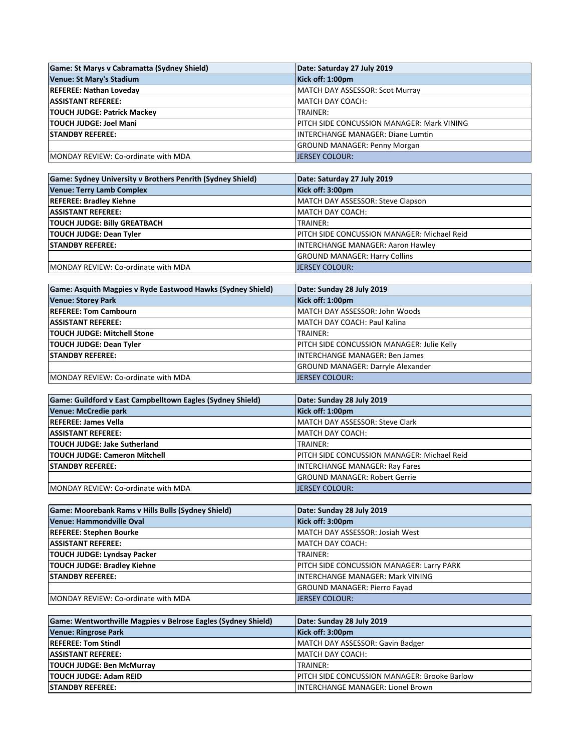| Game: St Marys v Cabramatta (Sydney Shield) | Date: Saturday 27 July 2019 |
| --- | --- |
| Venue: St Mary's Stadium | Kick off: 1:00pm |
| REFEREE: Nathan Loveday | MATCH DAY ASSESSOR: Scot Murray |
| ASSISTANT REFEREE: | MATCH DAY COACH: |
| TOUCH JUDGE: Patrick Mackey | TRAINER: |
| TOUCH JUDGE: Joel Mani | PITCH SIDE CONCUSSION MANAGER: Mark VINING |
| STANDBY REFEREE: | INTERCHANGE MANAGER: Diane Lumtin |
| | GROUND MANAGER: Penny Morgan |
| MONDAY REVIEW: Co-ordinate with MDA | JERSEY COLOUR: |

| Game: Sydney University v Brothers Penrith (Sydney Shield) | Date: Saturday 27 July 2019 |
| --- | --- |
| Venue: Terry Lamb Complex | Kick off: 3:00pm |
| REFEREE: Bradley Kiehne | MATCH DAY ASSESSOR: Steve Clapson |
| ASSISTANT REFEREE: | MATCH DAY COACH: |
| TOUCH JUDGE: Billy GREATBACH | TRAINER: |
| TOUCH JUDGE: Dean Tyler | PITCH SIDE CONCUSSION MANAGER: Michael Reid |
| STANDBY REFEREE: | INTERCHANGE MANAGER: Aaron Hawley |
| | GROUND MANAGER: Harry Collins |
| MONDAY REVIEW: Co-ordinate with MDA | JERSEY COLOUR: |

| Game: Asquith Magpies v Ryde Eastwood Hawks (Sydney Shield) | Date: Sunday 28 July 2019 |
| --- | --- |
| Venue: Storey Park | Kick off: 1:00pm |
| REFEREE: Tom Cambourn | MATCH DAY ASSESSOR: John Woods |
| ASSISTANT REFEREE: | MATCH DAY COACH: Paul Kalina |
| TOUCH JUDGE: Mitchell Stone | TRAINER: |
| TOUCH JUDGE: Dean Tyler | PITCH SIDE CONCUSSION MANAGER: Julie Kelly |
| STANDBY REFEREE: | INTERCHANGE MANAGER: Ben James |
| | GROUND MANAGER: Darryle Alexander |
| MONDAY REVIEW: Co-ordinate with MDA | JERSEY COLOUR: |

| Game: Guildford v East Campbelltown Eagles (Sydney Shield) | Date: Sunday 28 July 2019 |
| --- | --- |
| Venue: McCredie park | Kick off: 1:00pm |
| REFEREE: James Vella | MATCH DAY ASSESSOR: Steve Clark |
| ASSISTANT REFEREE: | MATCH DAY COACH: |
| TOUCH JUDGE: Jake Sutherland | TRAINER: |
| TOUCH JUDGE: Cameron Mitchell | PITCH SIDE CONCUSSION MANAGER: Michael Reid |
| STANDBY REFEREE: | INTERCHANGE MANAGER: Ray Fares |
| | GROUND MANAGER: Robert Gerrie |
| MONDAY REVIEW: Co-ordinate with MDA | JERSEY COLOUR: |

| Game: Moorebank Rams v Hills Bulls (Sydney Shield) | Date: Sunday 28 July 2019 |
| --- | --- |
| Venue: Hammondville Oval | Kick off: 3:00pm |
| REFEREE: Stephen Bourke | MATCH DAY ASSESSOR: Josiah West |
| ASSISTANT REFEREE: | MATCH DAY COACH: |
| TOUCH JUDGE: Lyndsay Packer | TRAINER: |
| TOUCH JUDGE: Bradley Kiehne | PITCH SIDE CONCUSSION MANAGER: Larry PARK |
| STANDBY REFEREE: | INTERCHANGE MANAGER: Mark VINING |
| | GROUND MANAGER: Pierro Fayad |
| MONDAY REVIEW: Co-ordinate with MDA | JERSEY COLOUR: |

| Game: Wentworthville Magpies v Belrose Eagles (Sydney Shield) | Date: Sunday 28 July 2019 |
| --- | --- |
| Venue: Ringrose Park | Kick off: 3:00pm |
| REFEREE: Tom Stindl | MATCH DAY ASSESSOR: Gavin Badger |
| ASSISTANT REFEREE: | MATCH DAY COACH: |
| TOUCH JUDGE: Ben McMurray | TRAINER: |
| TOUCH JUDGE: Adam REID | PITCH SIDE CONCUSSION MANAGER: Brooke Barlow |
| STANDBY REFEREE: | INTERCHANGE MANAGER: Lionel Brown |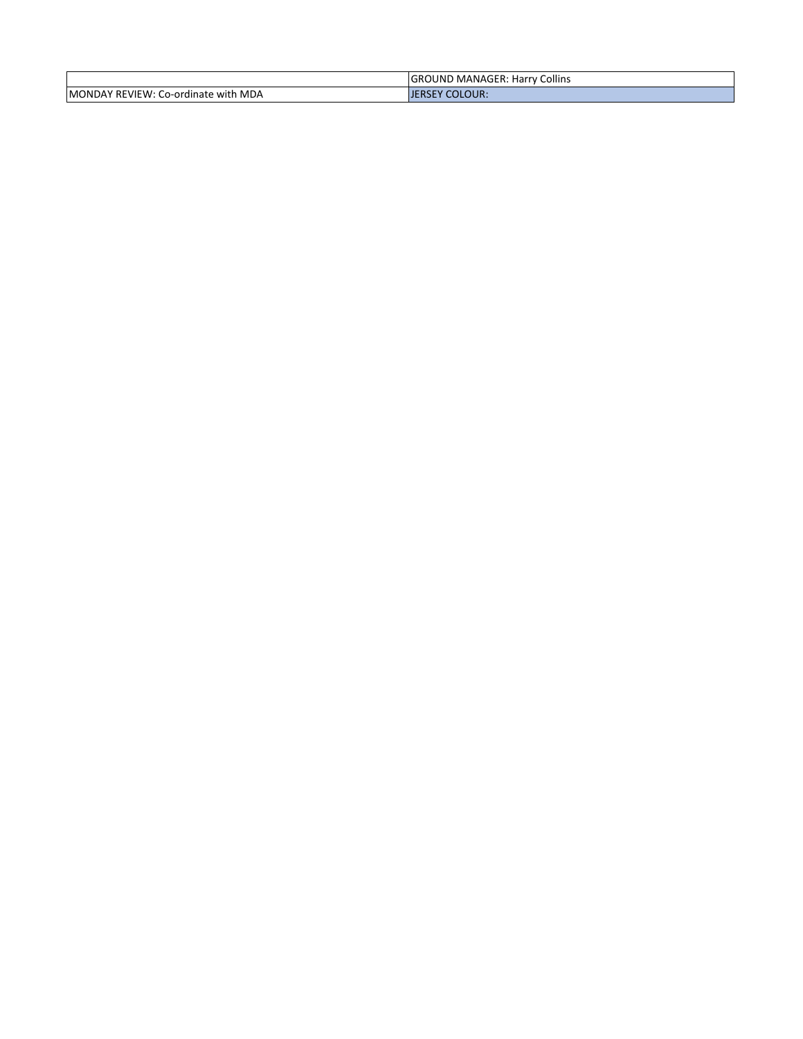| | |
|---|---|
| | GROUND MANAGER: Harry Collins |
| MONDAY REVIEW: Co-ordinate with MDA | JERSEY COLOUR: |